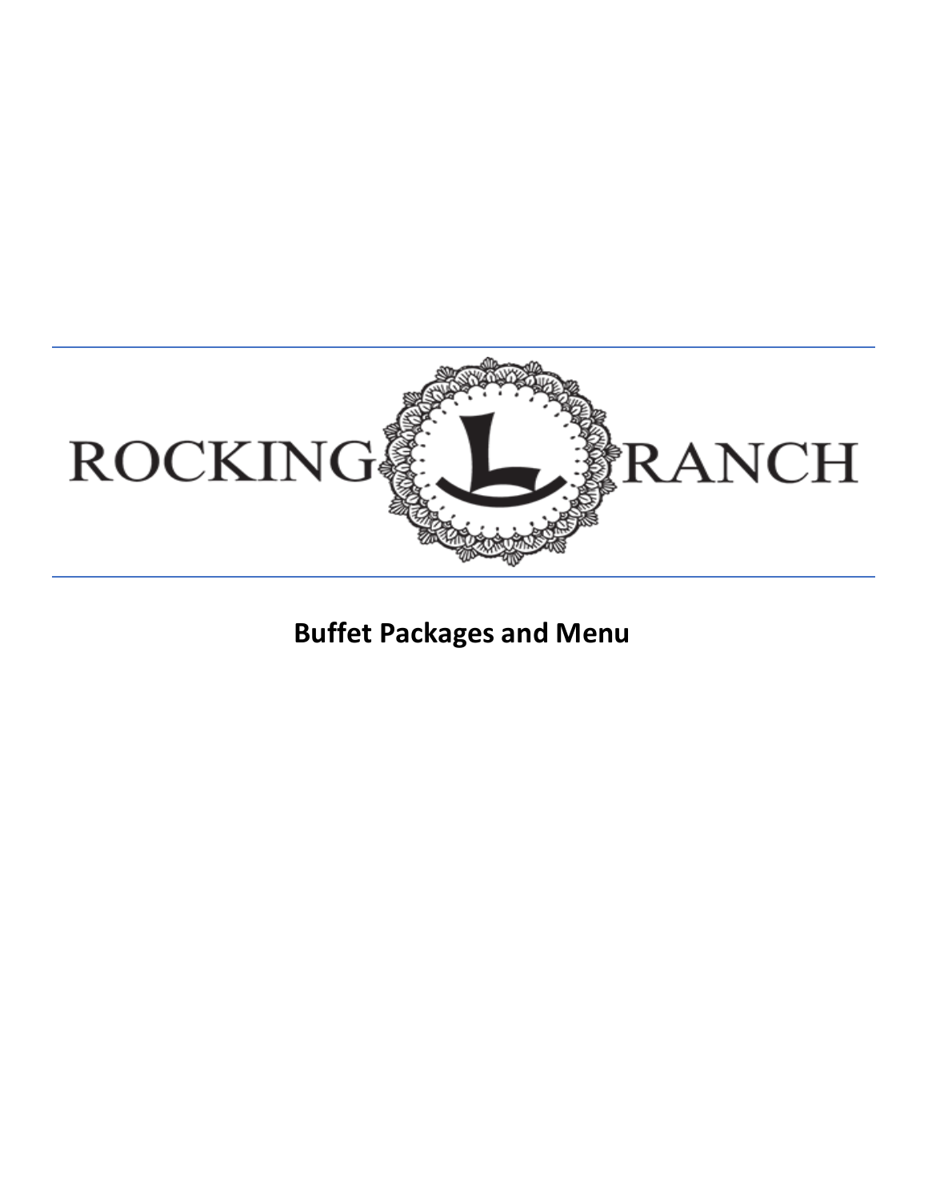# ROCKING L RANCH

## Buffet Packages and Menu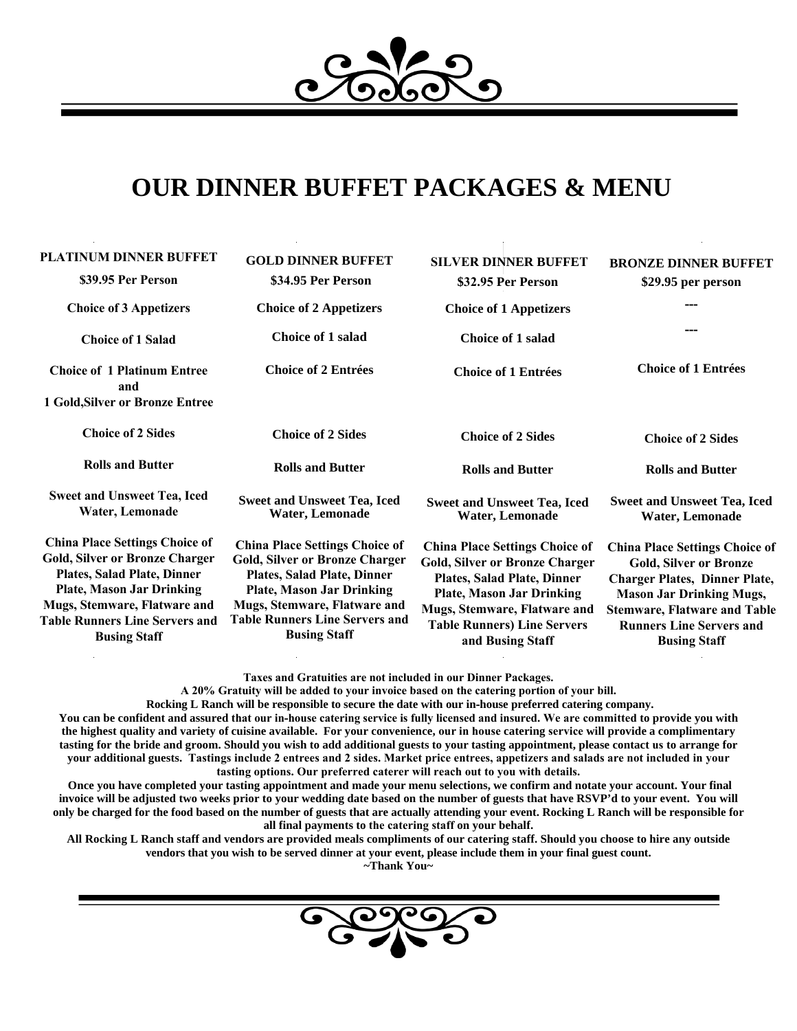# OUR DINNER BUFFET PACKAGES & MENU

| PLATINUM DINNER BUFFET | GOLD DINNER BUFFET | SILVER DINNER BUFFET | BRONZE DINNER BUFFET |
|---|---|---|---|
| $39.95 Per Person | $34.95 Per Person | $32.95 Per Person | $29.95 per person |
| Choice of 3 Appetizers | Choice of 2 Appetizers | Choice of 1 Appetizers | --- |
| Choice of 1 Salad | Choice of 1 salad | Choice of 1 salad | --- |
| Choice of 1 Platinum Entree and 1 Gold,Silver or Bronze Entree | Choice of 2 Entrées | Choice of 1 Entrées | Choice of 1 Entrées |
| Choice of 2 Sides | Choice of 2 Sides | Choice of 2 Sides | Choice of 2 Sides |
| Rolls and Butter | Rolls and Butter | Rolls and Butter | Rolls and Butter |
| Sweet and Unsweet Tea, Iced Water, Lemonade | Sweet and Unsweet Tea, Iced Water, Lemonade | Sweet and Unsweet Tea, Iced Water, Lemonade | Sweet and Unsweet Tea, Iced Water, Lemonade |
| China Place Settings Choice of Gold, Silver or Bronze Charger Plates, Salad Plate, Dinner Plate, Mason Jar Drinking Mugs, Stemware, Flatware and Table Runners Line Servers and Busing Staff | China Place Settings Choice of Gold, Silver or Bronze Charger Plates, Salad Plate, Dinner Plate, Mason Jar Drinking Mugs, Stemware, Flatware and Table Runners Line Servers and Busing Staff | China Place Settings Choice of Gold, Silver or Bronze Charger Plates, Salad Plate, Dinner Plate, Mason Jar Drinking Mugs, Stemware, Flatware and Table Runners) Line Servers and Busing Staff | China Place Settings Choice of Gold, Silver or Bronze Charger Plates, Dinner Plate, Mason Jar Drinking Mugs, Stemware, Flatware and Table Runners Line Servers and Busing Staff |

**Taxes and Gratuities are not included in our Dinner Packages.**
**A 20% Gratuity will be added to your invoice based on the catering portion of your bill.**
**Rocking L Ranch will be responsible to secure the date with our in-house preferred catering company.**
**You can be confident and assured that our in-house catering service is fully licensed and insured. We are committed to provide you with the highest quality and variety of cuisine available. For your convenience, our in house catering service will provide a complimentary tasting for the bride and groom. Should you wish to add additional guests to your tasting appointment, please contact us to arrange for your additional guests. Tastings include 2 entrees and 2 sides. Market price entrees, appetizers and salads are not included in your tasting options. Our preferred caterer will reach out to you with details.**
**Once you have completed your tasting appointment and made your menu selections, we confirm and notate your account. Your final invoice will be adjusted two weeks prior to your wedding date based on the number of guests that have RSVP'd to your event. You will only be charged for the food based on the number of guests that are actually attending your event. Rocking L Ranch will be responsible for all final payments to the catering staff on your behalf.**
**All Rocking L Ranch staff and vendors are provided meals compliments of our catering staff. Should you choose to hire any outside vendors that you wish to be served dinner at your event, please include them in your final guest count.**
**~Thank You~**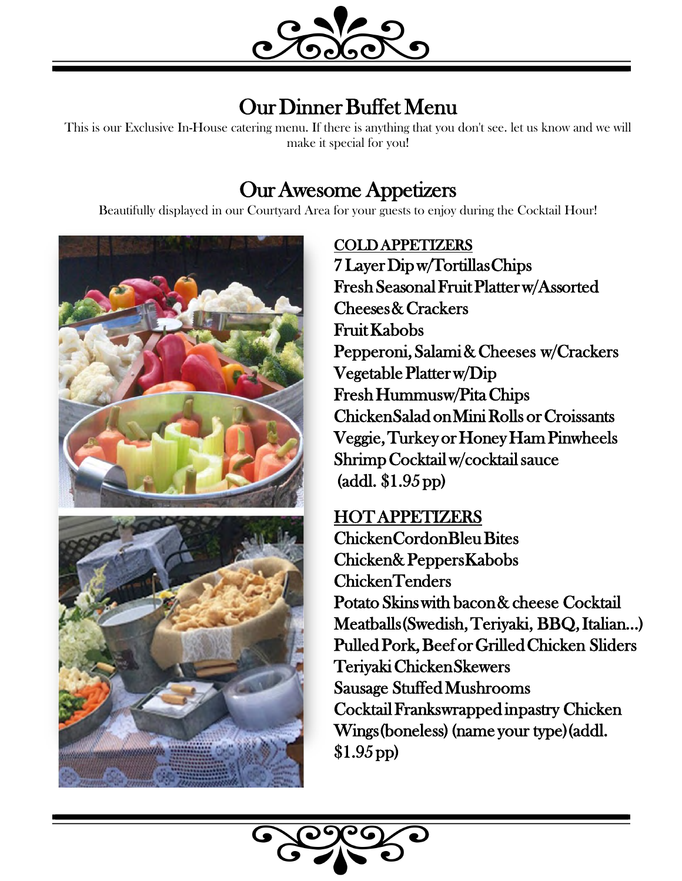# Our Dinner Buffet Menu

This is our Exclusive In-House catering menu. If there is anything that you don't see. let us know and we will make it special for you!

## Our Awesome Appetizers

Beautifully displayed in our Courtyard Area for your guests to enjoy during the Cocktail Hour!

### COLD APPETIZERS

7 Layer Dip w/Tortillas Chips
Fresh Seasonal Fruit Platter w/Assorted Cheeses & Crackers
Fruit Kabobs
Pepperoni, Salami & Cheeses w/Crackers
Vegetable Platter w/Dip
Fresh Hummus w/Pita Chips
Chicken Salad on Mini Rolls or Croissants
Veggie, Turkey or Honey Ham Pinwheels
Shrimp Cocktail w/cocktail sauce (addl. $1.95 pp)

### HOT APPETIZERS

Chicken Cordon Bleu Bites
Chicken & Peppers Kabobs
Chicken Tenders
Potato Skins with bacon & cheese
Cocktail Meatballs (Swedish, Teriyaki, BBQ, Italian...)
Pulled Pork, Beef or Grilled Chicken Sliders
Teriyaki Chicken Skewers
Sausage Stuffed Mushrooms
Cocktail Franks wrapped in pastry
Chicken Wings (boneless) (name your type) (addl. $1.95 pp)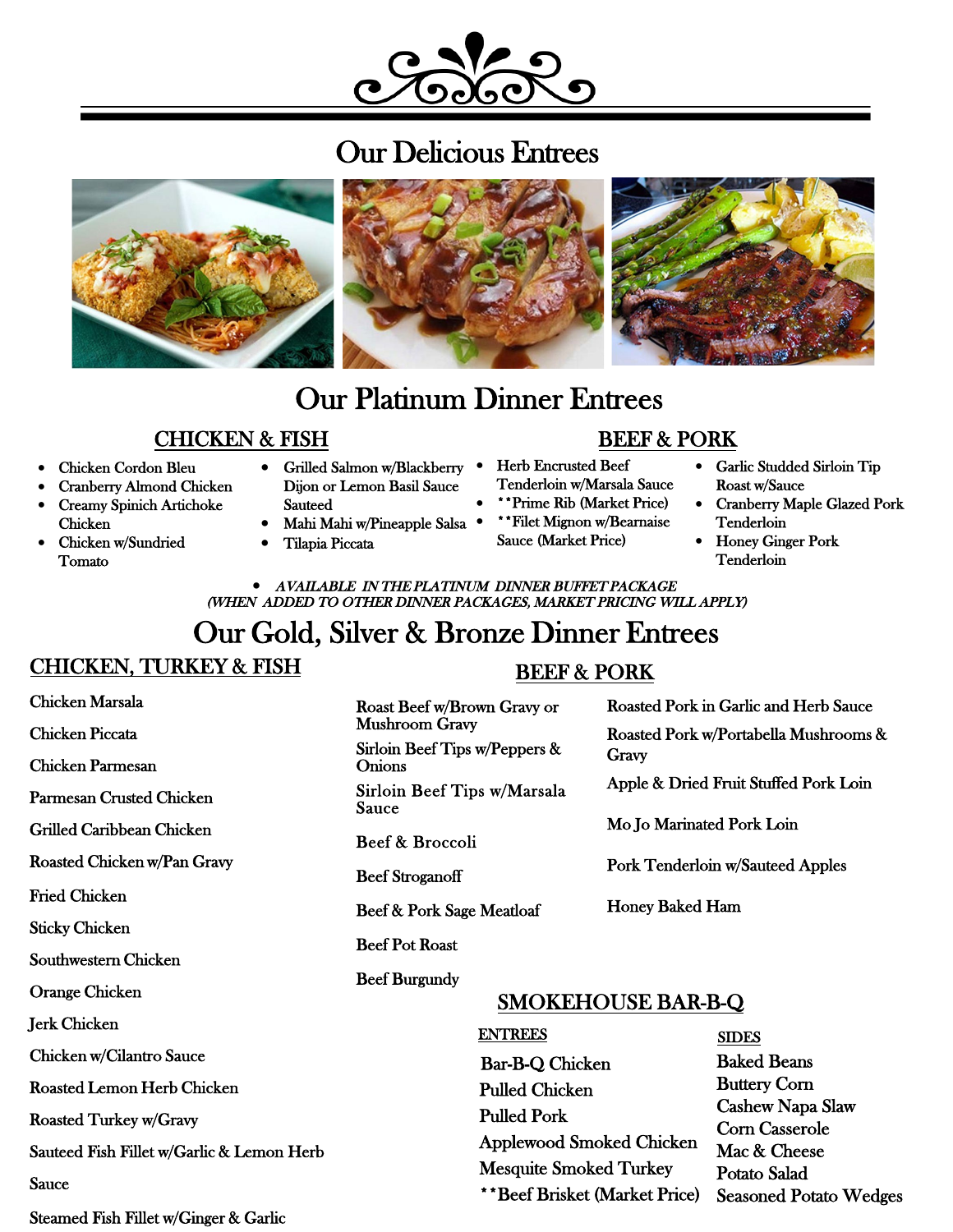# Our Delicious Entrees

## Our Platinum Dinner Entrees

### CHICKEN & FISH

- Chicken Cordon Bleu
- Cranberry Almond Chicken
- Creamy Spinich Artichoke Chicken
- Chicken w/Sundried Tomato
- Grilled Salmon w/Blackberry Dijon or Lemon Basil Sauce Sauteed
- Mahi Mahi w/Pineapple Salsa
- Tilapia Piccata

### BEEF & PORK

- Herb Encrusted Beef Tenderloin w/Marsala Sauce
- **Prime Rib (Market Price)
- **Filet Mignon w/Bearnaise Sauce (Market Price)
- Garlic Studded Sirloin Tip Roast w/Sauce
- Cranberry Maple Glazed Pork Tenderloin
- Honey Ginger Pork Tenderloin

- *AVAILABLE IN THE PLATINUM DINNER BUFFET PACKAGE*
  *(WHEN ADDED TO OTHER DINNER PACKAGES, MARKET PRICING WILL APPLY)*

## Our Gold, Silver & Bronze Dinner Entrees

### CHICKEN, TURKEY & FISH

Chicken Marsala

Chicken Piccata

Chicken Parmesan

Parmesan Crusted Chicken

Grilled Caribbean Chicken

Roasted Chicken w/Pan Gravy

Fried Chicken

Sticky Chicken

Southwestern Chicken

Orange Chicken

Jerk Chicken

Chicken w/Cilantro Sauce

Roasted Lemon Herb Chicken

Roasted Turkey w/Gravy

Sauteed Fish Fillet w/Garlic & Lemon Herb Sauce

Steamed Fish Fillet w/Ginger & Garlic

### BEEF & PORK

Roast Beef w/Brown Gravy or Mushroom Gravy

Sirloin Beef Tips w/Peppers & Onions

Sirloin Beef Tips w/Marsala Sauce

Beef & Broccoli

Beef Stroganoff

Beef & Pork Sage Meatloaf

Beef Pot Roast

Beef Burgundy

Roasted Pork in Garlic and Herb Sauce

Roasted Pork w/Portabella Mushrooms & Gravy

Apple & Dried Fruit Stuffed Pork Loin

Mo Jo Marinated Pork Loin

Pork Tenderloin w/Sauteed Apples

Honey Baked Ham

### SMOKEHOUSE BAR-B-Q

**ENTREES**

Bar-B-Q Chicken
Pulled Chicken
Pulled Pork
Applewood Smoked Chicken
Mesquite Smoked Turkey
**Beef Brisket (Market Price)

**SIDES**

Baked Beans
Buttery Corn
Cashew Napa Slaw
Corn Casserole
Mac & Cheese
Potato Salad
Seasoned Potato Wedges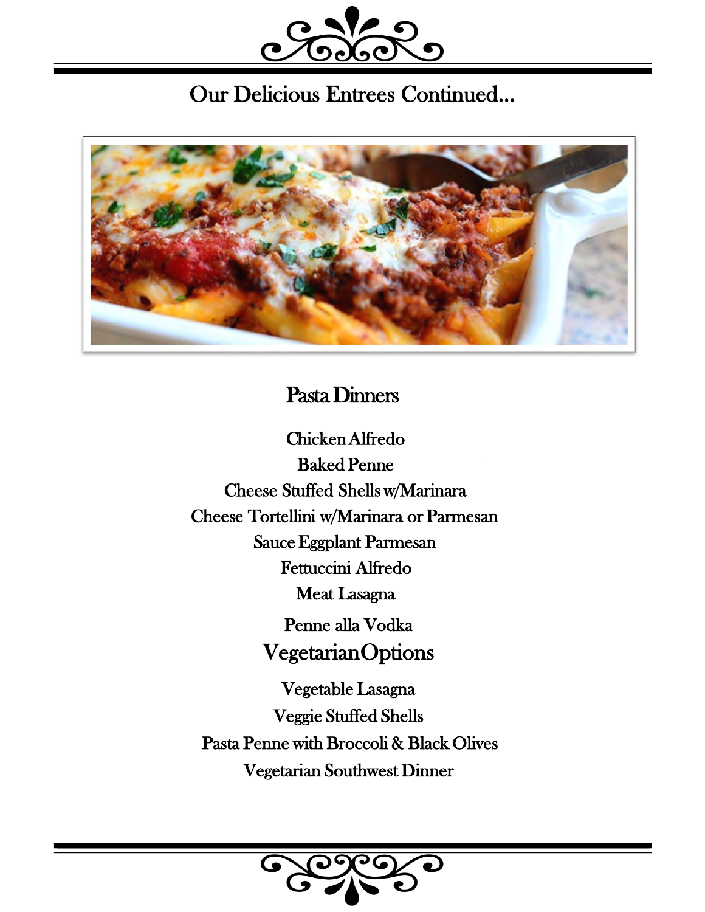# Our Delicious Entrees Continued...

## Pasta Dinners

Chicken Alfredo
Baked Penne
Cheese Stuffed Shells w/Marinara
Cheese Tortellini w/Marinara or Parmesan
Sauce Eggplant Parmesan
Fettuccini Alfredo
Meat Lasagna
Penne alla Vodka

## Vegetarian Options

Vegetable Lasagna
Veggie Stuffed Shells
Pasta Penne with Broccoli & Black Olives
Vegetarian Southwest Dinner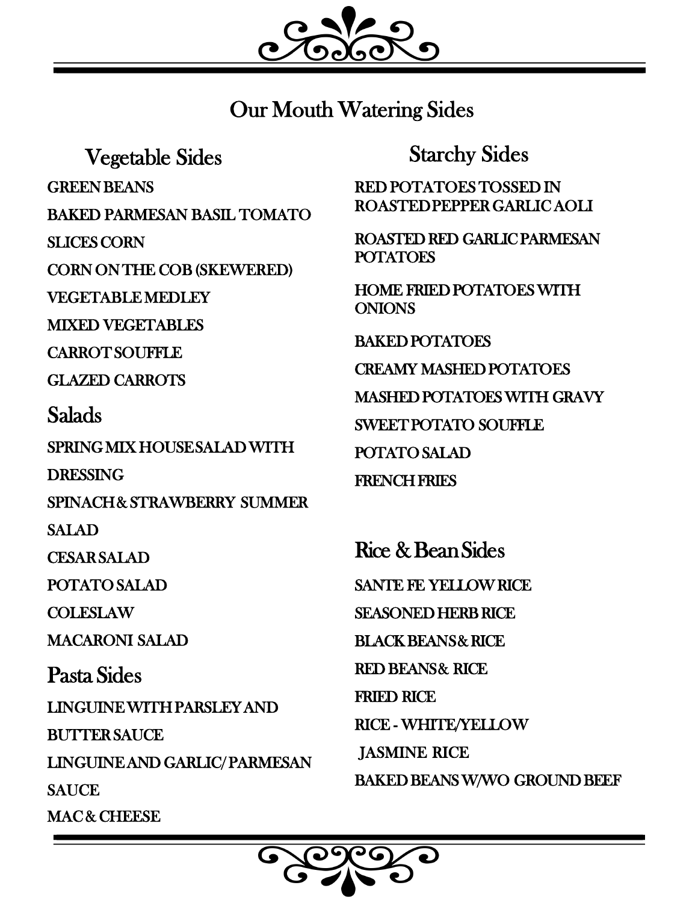# Our Mouth Watering Sides

## Vegetable Sides

GREEN BEANS

BAKED PARMESAN BASIL TOMATO

SLICES CORN

CORN ON THE COB (SKEWERED)

VEGETABLE MEDLEY

MIXED VEGETABLES

CARROT SOUFFLE

GLAZED CARROTS

## Salads

SPRING MIX HOUSE SALAD WITH

DRESSING

SPINACH & STRAWBERRY SUMMER

SALAD

CESAR SALAD

POTATO SALAD

COLESLAW

MACARONI SALAD

## Pasta Sides

LINGUINE WITH PARSLEY AND

BUTTER SAUCE

LINGUINE AND GARLIC/ PARMESAN

SAUCE

MAC & CHEESE

## Starchy Sides

RED POTATOES TOSSED IN ROASTED PEPPER GARLIC AOLI

ROASTED RED GARLIC PARMESAN POTATOES

HOME FRIED POTATOES WITH ONIONS

BAKED POTATOES

CREAMY MASHED POTATOES

MASHED POTATOES WITH GRAVY

SWEET POTATO SOUFFLE

POTATO SALAD

FRENCH FRIES

## Rice & Bean Sides

SANTE FE YELLOW RICE

SEASONED HERB RICE

BLACK BEANS & RICE

RED BEANS & RICE

FRIED RICE

RICE - WHITE/YELLOW

JASMINE RICE

BAKED BEANS W/WO GROUND BEEF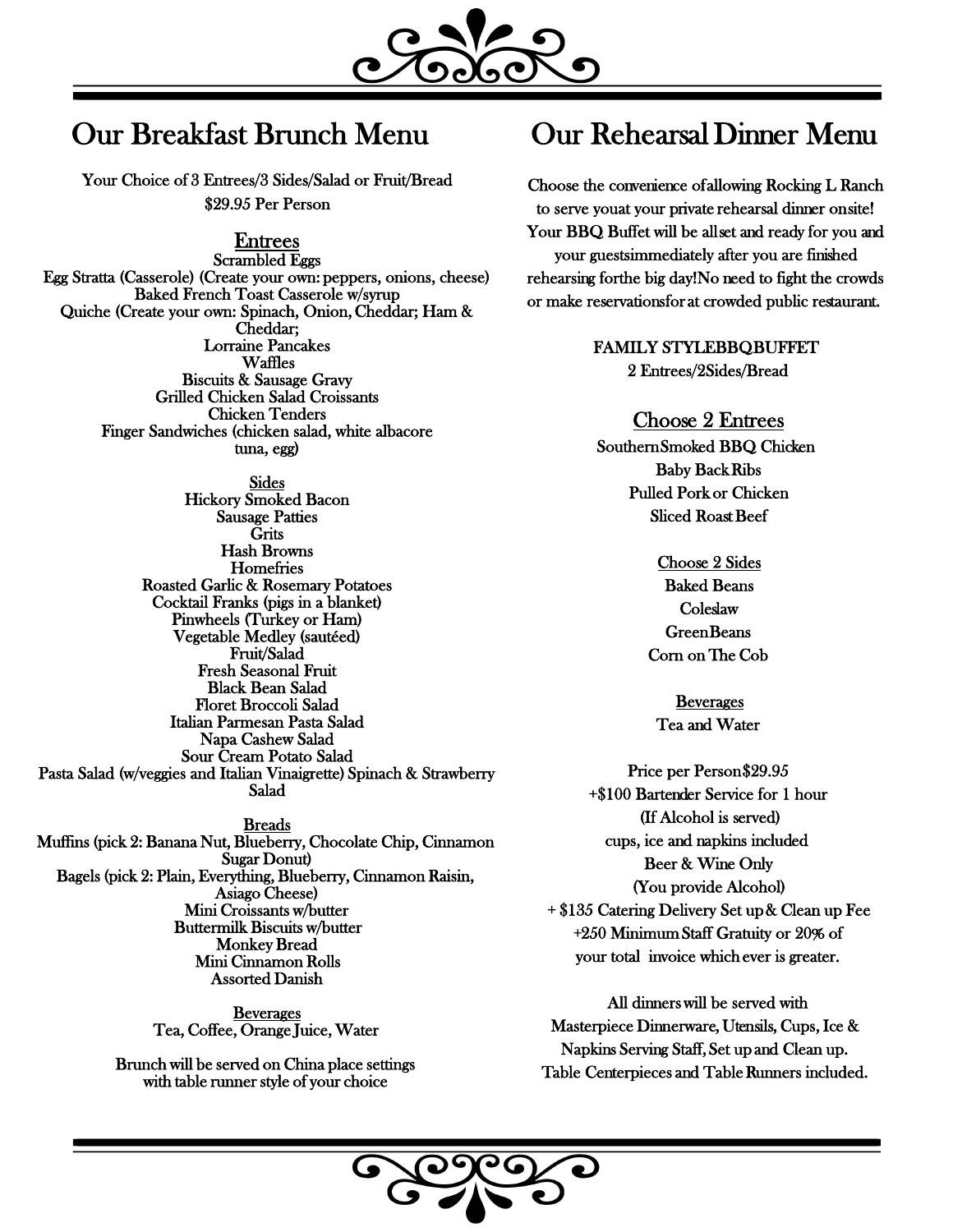## Our Breakfast Brunch Menu

Your Choice of 3 Entrees/3 Sides/Salad or Fruit/Bread
$29.95 Per Person

### Entrees

Scrambled Eggs
Egg Stratta (Casserole) (Create your own: peppers, onions, cheese)
Baked French Toast Casserole w/syrup
Quiche (Create your own: Spinach, Onion, Cheddar; Ham & Cheddar;
Lorraine Pancakes
Waffles
Biscuits & Sausage Gravy
Grilled Chicken Salad Croissants
Chicken Tenders
Finger Sandwiches (chicken salad, white albacore tuna, egg)

### Sides

Hickory Smoked Bacon
Sausage Patties
Grits
Hash Browns
Homefries
Roasted Garlic & Rosemary Potatoes
Cocktail Franks (pigs in a blanket)
Pinwheels (Turkey or Ham)
Vegetable Medley (sautéed)
Fruit/Salad
Fresh Seasonal Fruit
Black Bean Salad
Floret Broccoli Salad
Italian Parmesan Pasta Salad
Napa Cashew Salad
Sour Cream Potato Salad
Pasta Salad (w/veggies and Italian Vinaigrette) Spinach & Strawberry Salad

### Breads

Muffins (pick 2: Banana Nut, Blueberry, Chocolate Chip, Cinnamon Sugar Donut)
Bagels (pick 2: Plain, Everything, Blueberry, Cinnamon Raisin, Asiago Cheese)
Mini Croissants w/butter
Buttermilk Biscuits w/butter
Monkey Bread
Mini Cinnamon Rolls
Assorted Danish

### Beverages

Tea, Coffee, Orange Juice, Water

Brunch will be served on China place settings with table runner style of your choice

## Our Rehearsal Dinner Menu

Choose the convenience of allowing Rocking L Ranch to serve you at your private rehearsal dinner onsite! Your BBQ Buffet will be all set and ready for you and your guests immediately after you are finished rehearsing for the big day! No need to fight the crowds or make reservations for at crowded public restaurant.

**FAMILY STYLE BBQ BUFFET**
2 Entrees/2 Sides/Bread

### Choose 2 Entrees

Southern Smoked BBQ Chicken
Baby Back Ribs
Pulled Pork or Chicken
Sliced Roast Beef

### Choose 2 Sides

Baked Beans
Coleslaw
Green Beans
Corn on The Cob

### Beverages

Tea and Water

Price per Person $29.95
+$100 Bartender Service for 1 hour
(If Alcohol is served)
cups, ice and napkins included
Beer & Wine Only
(You provide Alcohol)
+ $135 Catering Delivery Set up & Clean up Fee
+250 Minimum Staff Gratuity or 20% of your total invoice which ever is greater.

All dinners will be served with Masterpiece Dinnerware, Utensils, Cups, Ice & Napkins Serving Staff, Set up and Clean up. Table Centerpieces and Table Runners included.